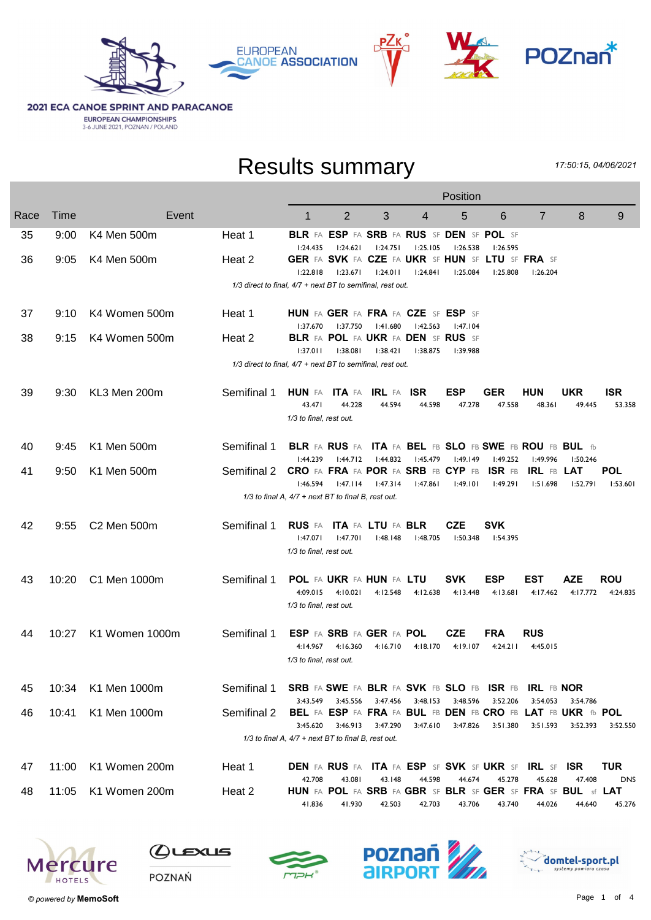2021 ECA CANOE SPRINT AND PARACANOE

EUROPEAN CHAMPIONSHIPS
3-6 JUNE 2021, POZNAN / POLAND

# Results summary

*17:50:15, 04/06/2021*

| Race | Time | Event | | Position 1 | 2 | 3 | 4 | 5 | 6 | 7 | 8 | 9 |
|---|---|---|---|---|---|---|---|---|---|---|---|---|
| 35 | 9:00 | K4 Men 500m | Heat 1 | **BLR** FA 1:24.435 | **ESP** FA 1:24.621 | **SRB** FA 1:24.751 | **RUS** SF 1:25.105 | **DEN** SF 1:26.538 | **POL** SF 1:26.595 | | | |
| 36 | 9:05 | K4 Men 500m | Heat 2 | **GER** FA 1:22.818 | **SVK** FA 1:23.671 | **CZE** FA 1:24.011 | **UKR** SF 1:24.841 | **HUN** SF 1:25.084 | **LTU** SF 1:25.808 | **FRA** SF 1:26.204 | | |
| | | | | *1/3 direct to final, 4/7 + next BT to semifinal, rest out.* | | | | | | | | |
| 37 | 9:10 | K4 Women 500m | Heat 1 | **HUN** FA 1:37.670 | **GER** FA 1:37.750 | **FRA** FA 1:41.680 | **CZE** SF 1:42.563 | **ESP** SF 1:47.104 | | | | |
| 38 | 9:15 | K4 Women 500m | Heat 2 | **BLR** FA 1:37.011 | **POL** FA 1:38.081 | **UKR** FA 1:38.421 | **DEN** SF 1:38.875 | **RUS** SF 1:39.988 | | | | |
| | | | | *1/3 direct to final, 4/7 + next BT to semifinal, rest out.* | | | | | | | | |
| 39 | 9:30 | KL3 Men 200m | Semifinal 1 | **HUN** FA 43.471 | **ITA** FA 44.228 | **IRL** FA 44.594 | **ISR** 44.598 | **ESP** 47.278 | **GER** 47.558 | **HUN** 48.361 | **UKR** 49.445 | **ISR** 53.358 |
| | | | | *1/3 to final, rest out.* | | | | | | | | |
| 40 | 9:45 | K1 Men 500m | Semifinal 1 | **BLR** FA 1:44.239 | **RUS** FA 1:44.712 | **ITA** FA 1:44.832 | **BEL** FB 1:45.479 | **SLO** FB 1:49.149 | **SWE** FB 1:49.252 | **ROU** FB 1:49.996 | **BUL** fb 1:50.246 | |
| 41 | 9:50 | K1 Men 500m | Semifinal 2 | **CRO** FA 1:46.594 | **FRA** FA 1:47.114 | **POR** FA 1:47.314 | **SRB** FB 1:47.861 | **CYP** FB 1:49.101 | **ISR** FB 1:49.291 | **IRL** FB 1:51.698 | **LAT** 1:52.791 | **POL** 1:53.601 |
| | | | | *1/3 to final A, 4/7 + next BT to final B, rest out.* | | | | | | | | |
| 42 | 9:55 | C2 Men 500m | Semifinal 1 | **RUS** FA 1:47.071 | **ITA** FA 1:47.701 | **LTU** FA 1:48.148 | **BLR** 1:48.705 | **CZE** 1:50.348 | **SVK** 1:54.395 | | | |
| | | | | *1/3 to final, rest out.* | | | | | | | | |
| 43 | 10:20 | C1 Men 1000m | Semifinal 1 | **POL** FA 4:09.015 | **UKR** FA 4:10.021 | **HUN** FA 4:12.548 | **LTU** 4:12.638 | **SVK** 4:13.448 | **ESP** 4:13.681 | **EST** 4:17.462 | **AZE** 4:17.772 | **ROU** 4:24.835 |
| | | | | *1/3 to final, rest out.* | | | | | | | | |
| 44 | 10:27 | K1 Women 1000m | Semifinal 1 | **ESP** FA 4:14.967 | **SRB** FA 4:16.360 | **GER** FA 4:16.710 | **POL** 4:18.170 | **CZE** 4:19.107 | **FRA** 4:24.211 | **RUS** 4:45.015 | | |
| | | | | *1/3 to final, rest out.* | | | | | | | | |
| 45 | 10:34 | K1 Men 1000m | Semifinal 1 | **SRB** FA 3:43.549 | **SWE** FA 3:45.556 | **BLR** FA 3:47.456 | **SVK** FB 3:48.153 | **SLO** FB 3:48.596 | **ISR** FB 3:52.206 | **IRL** FB 3:54.053 | **NOR** 3:54.786 | |
| 46 | 10:41 | K1 Men 1000m | Semifinal 2 | **BEL** FA 3:45.620 | **ESP** FA 3:46.913 | **FRA** FA 3:47.290 | **BUL** FB 3:47.610 | **DEN** FB 3:47.826 | **CRO** FB 3:51.380 | **LAT** FB 3:51.593 | **UKR** fb 3:52.393 | **POL** 3:52.550 |
| | | | | *1/3 to final A, 4/7 + next BT to final B, rest out.* | | | | | | | | |
| 47 | 11:00 | K1 Women 200m | Heat 1 | **DEN** FA 42.708 | **RUS** FA 43.081 | **ITA** FA 43.148 | **ESP** SF 44.598 | **SVK** SF 44.674 | **UKR** SF 45.278 | **IRL** SF 45.628 | **ISR** 47.408 | **TUR** DNS |
| 48 | 11:05 | K1 Women 200m | Heat 2 | **HUN** FA 41.836 | **POL** FA 41.930 | **SRB** FA 42.503 | **GBR** SF 42.703 | **BLR** SF 43.706 | **GER** SF 43.740 | **FRA** SF 44.026 | **BUL** sf 44.640 | **LAT** 45.276 |

© powered by **MemoSoft**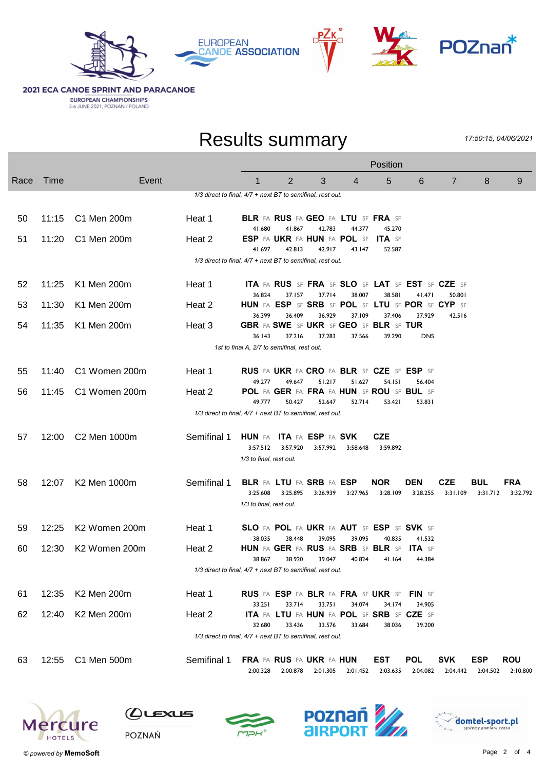2021 ECA CANOE SPRINT AND PARACANOE
EUROPEAN CHAMPIONSHIPS
3-6 JUNE 2021, POZNAN / POLAND

# Results summary

*17:50:15, 04/06/2021*

| Race | Time | Event | | Position 1 | 2 | 3 | 4 | 5 | 6 | 7 | 8 | 9 |
|---|---|---|---|---|---|---|---|---|---|---|---|---|
| | | | | *1/3 direct to final, 4/7 + next BT to semifinal, rest out.* | | | | | | | | |
| 50 | 11:15 | C1 Men 200m | Heat 1 | **BLR** FA 41.680 | **RUS** FA 41.867 | **GEO** FA 42.783 | **LTU** SF 44.377 | **FRA** SF 45.270 | | | | |
| 51 | 11:20 | C1 Men 200m | Heat 2 | **ESP** FA 41.697 | **UKR** FA 42.813 | **HUN** FA 42.917 | **POL** SF 43.147 | **ITA** SF 52.587 | | | | |
| | | | | *1/3 direct to final, 4/7 + next BT to semifinal, rest out.* | | | | | | | | |
| 52 | 11:25 | K1 Men 200m | Heat 1 | **ITA** FA 36.824 | **RUS** SF 37.157 | **FRA** SF 37.714 | **SLO** SF 38.007 | **LAT** SF 38.581 | **EST** SF 41.471 | **CZE** SF 50.801 | | |
| 53 | 11:30 | K1 Men 200m | Heat 2 | **HUN** FA 36.399 | **ESP** SF 36.409 | **SRB** SF 36.929 | **POL** SF 37.109 | **LTU** SF 37.406 | **POR** SF 37.929 | **CYP** SF 42.516 | | |
| 54 | 11:35 | K1 Men 200m | Heat 3 | **GBR** FA 36.143 | **SWE** SF 37.216 | **UKR** SF 37.283 | **GEO** SF 37.566 | **BLR** SF 39.290 | **TUR** DNS | | | |
| | | | | *1st to final A, 2/7 to semifinal, rest out.* | | | | | | | | |
| 55 | 11:40 | C1 Women 200m | Heat 1 | **RUS** FA 49.277 | **UKR** FA 49.647 | **CRO** FA 51.217 | **BLR** SF 51.627 | **CZE** SF 54.151 | **ESP** SF 56.404 | | | |
| 56 | 11:45 | C1 Women 200m | Heat 2 | **POL** FA 49.777 | **GER** FA 50.427 | **FRA** FA 52.647 | **HUN** SF 52.714 | **ROU** SF 53.421 | **BUL** SF 53.831 | | | |
| | | | | *1/3 direct to final, 4/7 + next BT to semifinal, rest out.* | | | | | | | | |
| 57 | 12:00 | C2 Men 1000m | Semifinal 1 | **HUN** FA 3:57.512 | **ITA** FA 3:57.920 | **ESP** FA 3:57.992 | **SVK** 3:58.648 | **CZE** 3:59.892 | | | | |
| | | | | *1/3 to final, rest out.* | | | | | | | | |
| 58 | 12:07 | K2 Men 1000m | Semifinal 1 | **BLR** FA 3:25.608 | **LTU** FA 3:25.895 | **SRB** FA 3:26.939 | **ESP** 3:27.965 | **NOR** 3:28.109 | **DEN** 3:28.255 | **CZE** 3:31.109 | **BUL** 3:31.712 | **FRA** 3:32.792 |
| | | | | *1/3 to final, rest out.* | | | | | | | | |
| 59 | 12:25 | K2 Women 200m | Heat 1 | **SLO** FA 38.035 | **POL** FA 38.448 | **UKR** FA 39.095 | **AUT** SF 39.095 | **ESP** SF 40.835 | **SVK** SF 41.532 | | | |
| 60 | 12:30 | K2 Women 200m | Heat 2 | **HUN** FA 38.867 | **GER** FA 38.920 | **RUS** FA 39.047 | **SRB** SF 40.824 | **BLR** SF 41.164 | **ITA** SF 44.384 | | | |
| | | | | *1/3 direct to final, 4/7 + next BT to semifinal, rest out.* | | | | | | | | |
| 61 | 12:35 | K2 Men 200m | Heat 1 | **RUS** FA 33.251 | **ESP** FA 33.714 | **BLR** FA 33.751 | **FRA** SF 34.074 | **UKR** SF 34.174 | **FIN** SF 34.905 | | | |
| 62 | 12:40 | K2 Men 200m | Heat 2 | **ITA** FA 32.680 | **LTU** FA 33.436 | **HUN** FA 33.576 | **POL** SF 33.684 | **SRB** SF 38.036 | **CZE** SF 39.200 | | | |
| | | | | *1/3 direct to final, 4/7 + next BT to semifinal, rest out.* | | | | | | | | |
| 63 | 12:55 | C1 Men 500m | Semifinal 1 | **FRA** FA 2:00.328 | **RUS** FA 2:00.878 | **UKR** FA 2:01.305 | **HUN** 2:01.452 | **EST** 2:03.635 | **POL** 2:04.082 | **SVK** 2:04.442 | **ESP** 2:04.502 | **ROU** 2:10.800 |

© *powered by* **MemoSoft**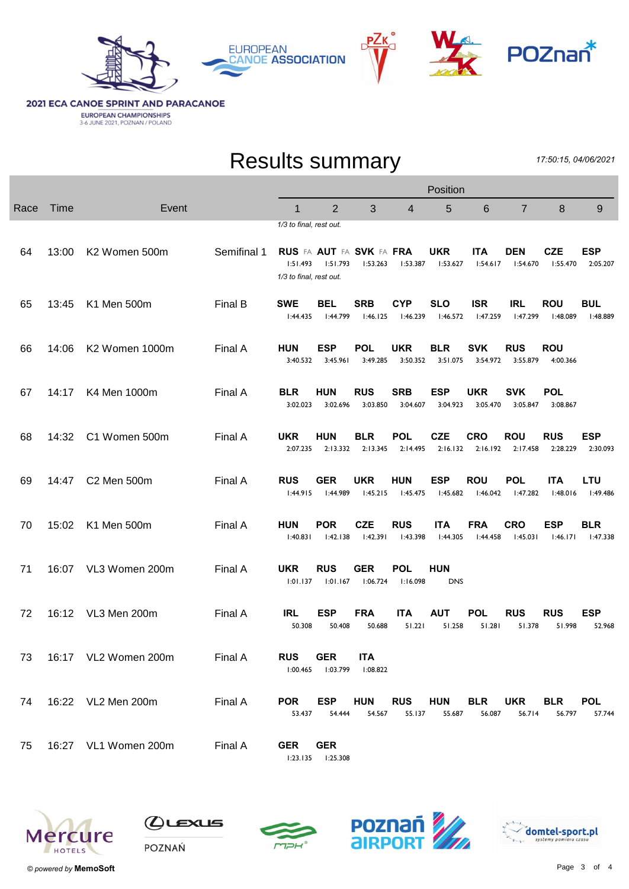2021 ECA CANOE SPRINT AND PARACANOE

EUROPEAN CHAMPIONSHIPS
3-6 JUNE 2021, POZNAN / POLAND

# Results summary

*17:50:15, 04/06/2021*

| Race | Time | Event | | 1 | 2 | 3 | 4 | 5 | 6 | 7 | 8 | 9 |
|---|---|---|---|---|---|---|---|---|---|---|---|---|
| | | | | *1/3 to final, rest out.* | | | | | | | | |
| 64 | 13:00 | K2 Women 500m | Semifinal 1 | **RUS** FA 1:51.493 | **AUT** FA 1:51.793 | **SVK** FA 1:53.263 | **FRA** 1:53.387 | **UKR** 1:53.627 | **ITA** 1:54.617 | **DEN** 1:54.670 | **CZE** 1:55.470 | **ESP** 2:05.207 |
| | | | | *1/3 to final, rest out.* | | | | | | | | |
| 65 | 13:45 | K1 Men 500m | Final B | **SWE** 1:44.435 | **BEL** 1:44.799 | **SRB** 1:46.125 | **CYP** 1:46.239 | **SLO** 1:46.572 | **ISR** 1:47.259 | **IRL** 1:47.299 | **ROU** 1:48.089 | **BUL** 1:48.889 |
| 66 | 14:06 | K2 Women 1000m | Final A | **HUN** 3:40.532 | **ESP** 3:45.961 | **POL** 3:49.285 | **UKR** 3:50.352 | **BLR** 3:51.075 | **SVK** 3:54.972 | **RUS** 3:55.879 | **ROU** 4:00.366 | |
| 67 | 14:17 | K4 Men 1000m | Final A | **BLR** 3:02.023 | **HUN** 3:02.696 | **RUS** 3:03.850 | **SRB** 3:04.607 | **ESP** 3:04.923 | **UKR** 3:05.470 | **SVK** 3:05.847 | **POL** 3:08.867 | |
| 68 | 14:32 | C1 Women 500m | Final A | **UKR** 2:07.235 | **HUN** 2:13.332 | **BLR** 2:13.345 | **POL** 2:14.495 | **CZE** 2:16.132 | **CRO** 2:16.192 | **ROU** 2:17.458 | **RUS** 2:28.229 | **ESP** 2:30.093 |
| 69 | 14:47 | C2 Men 500m | Final A | **RUS** 1:44.915 | **GER** 1:44.989 | **UKR** 1:45.215 | **HUN** 1:45.475 | **ESP** 1:45.682 | **ROU** 1:46.042 | **POL** 1:47.282 | **ITA** 1:48.016 | **LTU** 1:49.486 |
| 70 | 15:02 | K1 Men 500m | Final A | **HUN** 1:40.831 | **POR** 1:42.138 | **CZE** 1:42.391 | **RUS** 1:43.398 | **ITA** 1:44.305 | **FRA** 1:44.458 | **CRO** 1:45.031 | **ESP** 1:46.171 | **BLR** 1:47.338 |
| 71 | 16:07 | VL3 Women 200m | Final A | **UKR** 1:01.137 | **RUS** 1:01.167 | **GER** 1:06.724 | **POL** 1:16.098 | **HUN** DNS | | | | |
| 72 | 16:12 | VL3 Men 200m | Final A | **IRL** 50.308 | **ESP** 50.408 | **FRA** 50.688 | **ITA** 51.221 | **AUT** 51.258 | **POL** 51.281 | **RUS** 51.378 | **RUS** 51.998 | **ESP** 52.968 |
| 73 | 16:17 | VL2 Women 200m | Final A | **RUS** 1:00.465 | **GER** 1:03.799 | **ITA** 1:08.822 | | | | | | |
| 74 | 16:22 | VL2 Men 200m | Final A | **POR** 53.437 | **ESP** 54.444 | **HUN** 54.567 | **RUS** 55.137 | **HUN** 55.687 | **BLR** 56.087 | **UKR** 56.714 | **BLR** 56.797 | **POL** 57.744 |
| 75 | 16:27 | VL1 Women 200m | Final A | **GER** 1:23.135 | **GER** 1:25.308 | | | | | | | |

© *powered by* **MemoSoft**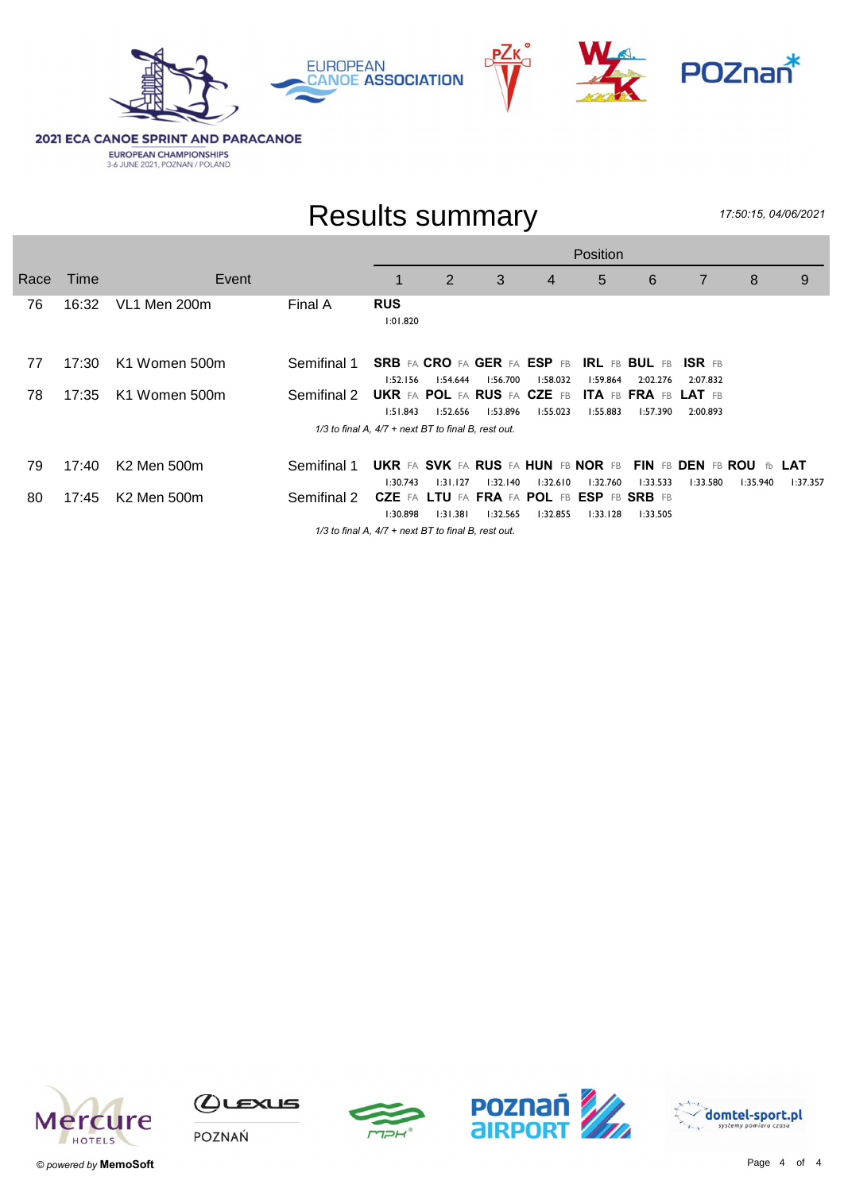2021 ECA CANOE SPRINT AND PARACANOE

EUROPEAN CHAMPIONSHIPS
3-6 JUNE 2021, POZNAN / POLAND

# Results summary

*17:50:15, 04/06/2021*

| Race | Time | Event | | 1 | 2 | 3 | 4 | 5 | 6 | 7 | 8 | 9 |
|---|---|---|---|---|---|---|---|---|---|---|---|---|
| | | | | Position | | | | | | | | |
| 76 | 16:32 | VL1 Men 200m | Final A | **RUS** 1:01.820 | | | | | | | | |
| 77 | 17:30 | K1 Women 500m | Semifinal 1 | **SRB** FA 1:52.156 | **CRO** FA 1:54.644 | **GER** FA 1:56.700 | **ESP** FB 1:58.032 | **IRL** FB 1:59.864 | **BUL** FB 2:02.276 | **ISR** FB 2:07.832 | | |
| 78 | 17:35 | K1 Women 500m | Semifinal 2 | **UKR** FA 1:51.843 | **POL** FA 1:52.656 | **RUS** FA 1:53.896 | **CZE** FB 1:55.023 | **ITA** FB 1:55.883 | **FRA** FB 1:57.390 | **LAT** FB 2:00.893 | | |
| | | | *1/3 to final A, 4/7 + next BT to final B, rest out.* | | | | | | | | | |
| 79 | 17:40 | K2 Men 500m | Semifinal 1 | **UKR** FA 1:30.743 | **SVK** FA 1:31.127 | **RUS** FA 1:32.140 | **HUN** FB 1:32.610 | **NOR** FB 1:32.760 | **FIN** FB 1:33.533 | **DEN** FB 1:33.580 | **ROU** fb 1:35.940 | **LAT** 1:37.357 |
| 80 | 17:45 | K2 Men 500m | Semifinal 2 | **CZE** FA 1:30.898 | **LTU** FA 1:31.381 | **FRA** FA 1:32.565 | **POL** FB 1:32.855 | **ESP** FB 1:33.128 | **SRB** FB 1:33.505 | | | |
| | | | *1/3 to final A, 4/7 + next BT to final B, rest out.* | | | | | | | | | |

© powered by **MemoSoft**